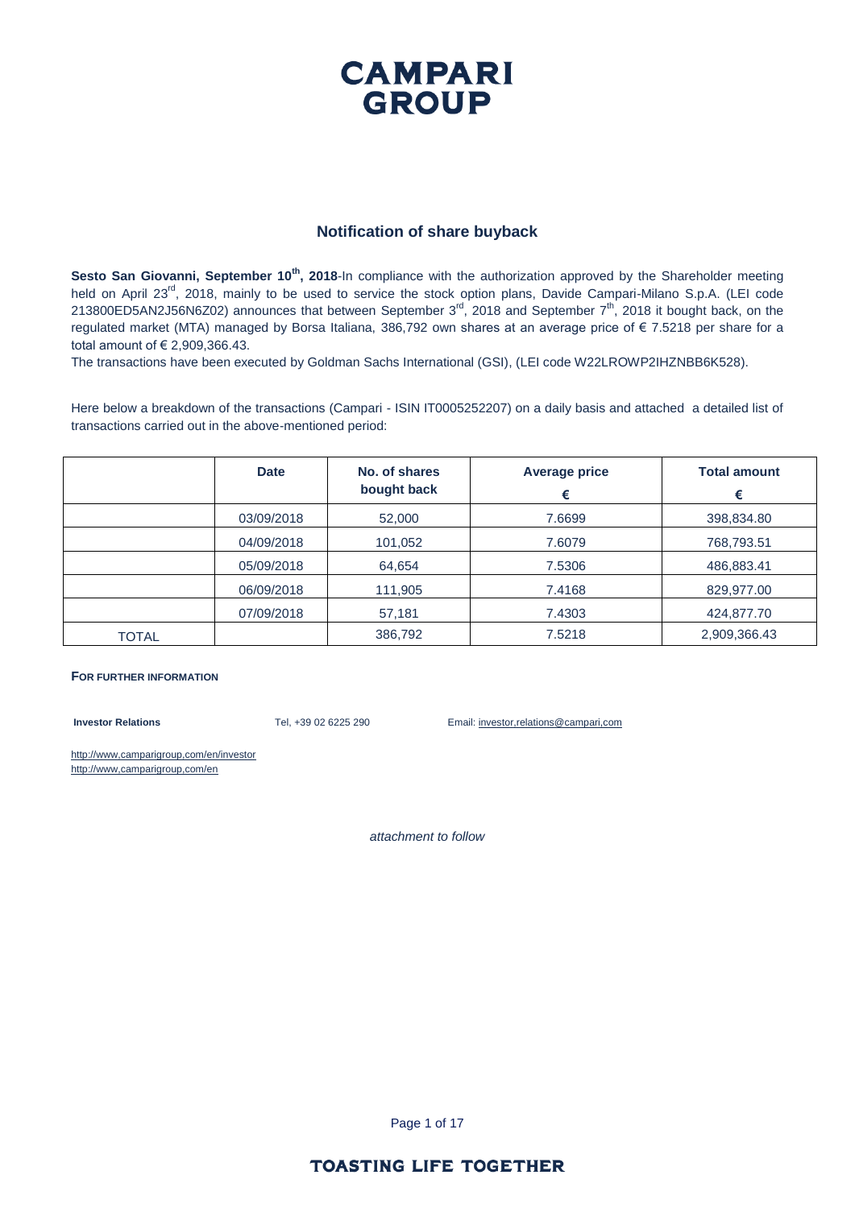# CAMPARI GROUP

## Notification of share buyback

**Sesto San Giovanni, September 10th, 2018**-In compliance with the authorization approved by the Shareholder meeting held on April 23rd, 2018, mainly to be used to service the stock option plans, Davide Campari-Milano S.p.A. (LEI code 213800ED5AN2J56N6Z02) announces that between September 3rd, 2018 and September 7th, 2018 it bought back, on the regulated market (MTA) managed by Borsa Italiana, 386,792 own shares at an average price of € 7.5218 per share for a total amount of € 2,909,366.43.

The transactions have been executed by Goldman Sachs International (GSI), (LEI code W22LROWP2IHZNBB6K528).

Here below a breakdown of the transactions (Campari - ISIN IT0005252207) on a daily basis and attached a detailed list of transactions carried out in the above-mentioned period:

| | Date | No. of shares bought back | Average price € | Total amount € |
|---|---|---|---|---|
| | 03/09/2018 | 52,000 | 7.6699 | 398,834.80 |
| | 04/09/2018 | 101,052 | 7.6079 | 768,793.51 |
| | 05/09/2018 | 64,654 | 7.5306 | 486,883.41 |
| | 06/09/2018 | 111,905 | 7.4168 | 829,977.00 |
| | 07/09/2018 | 57,181 | 7.4303 | 424,877.70 |
| TOTAL | | 386,792 | 7.5218 | 2,909,366.43 |

**FOR FURTHER INFORMATION**

**Investor Relations** Tel, +39 02 6225 290 Email: investor,relations@campari,com

http://www,camparigroup,com/en/investor
http://www,camparigroup,com/en

*attachment to follow*

**TOASTING LIFE TOGETHER**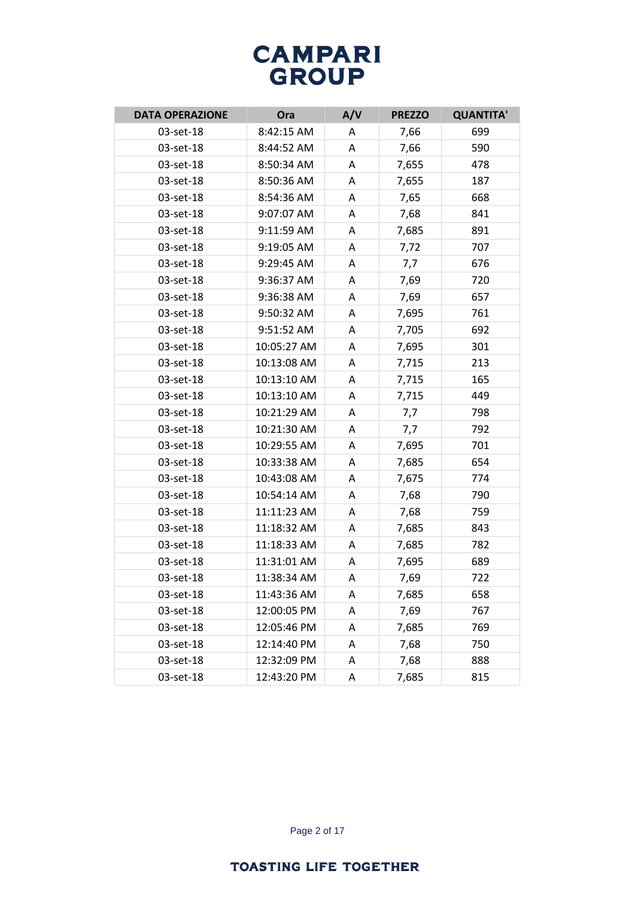| DATA OPERAZIONE | Ora | A/V | PREZZO | QUANTITA' |
|---|---|---|---|---|
| 03-set-18 | 8:42:15 AM | A | 7,66 | 699 |
| 03-set-18 | 8:44:52 AM | A | 7,66 | 590 |
| 03-set-18 | 8:50:34 AM | A | 7,655 | 478 |
| 03-set-18 | 8:50:36 AM | A | 7,655 | 187 |
| 03-set-18 | 8:54:36 AM | A | 7,65 | 668 |
| 03-set-18 | 9:07:07 AM | A | 7,68 | 841 |
| 03-set-18 | 9:11:59 AM | A | 7,685 | 891 |
| 03-set-18 | 9:19:05 AM | A | 7,72 | 707 |
| 03-set-18 | 9:29:45 AM | A | 7,7 | 676 |
| 03-set-18 | 9:36:37 AM | A | 7,69 | 720 |
| 03-set-18 | 9:36:38 AM | A | 7,69 | 657 |
| 03-set-18 | 9:50:32 AM | A | 7,695 | 761 |
| 03-set-18 | 9:51:52 AM | A | 7,705 | 692 |
| 03-set-18 | 10:05:27 AM | A | 7,695 | 301 |
| 03-set-18 | 10:13:08 AM | A | 7,715 | 213 |
| 03-set-18 | 10:13:10 AM | A | 7,715 | 165 |
| 03-set-18 | 10:13:10 AM | A | 7,715 | 449 |
| 03-set-18 | 10:21:29 AM | A | 7,7 | 798 |
| 03-set-18 | 10:21:30 AM | A | 7,7 | 792 |
| 03-set-18 | 10:29:55 AM | A | 7,695 | 701 |
| 03-set-18 | 10:33:38 AM | A | 7,685 | 654 |
| 03-set-18 | 10:43:08 AM | A | 7,675 | 774 |
| 03-set-18 | 10:54:14 AM | A | 7,68 | 790 |
| 03-set-18 | 11:11:23 AM | A | 7,68 | 759 |
| 03-set-18 | 11:18:32 AM | A | 7,685 | 843 |
| 03-set-18 | 11:18:33 AM | A | 7,685 | 782 |
| 03-set-18 | 11:31:01 AM | A | 7,695 | 689 |
| 03-set-18 | 11:38:34 AM | A | 7,69 | 722 |
| 03-set-18 | 11:43:36 AM | A | 7,685 | 658 |
| 03-set-18 | 12:00:05 PM | A | 7,69 | 767 |
| 03-set-18 | 12:05:46 PM | A | 7,685 | 769 |
| 03-set-18 | 12:14:40 PM | A | 7,68 | 750 |
| 03-set-18 | 12:32:09 PM | A | 7,68 | 888 |
| 03-set-18 | 12:43:20 PM | A | 7,685 | 815 |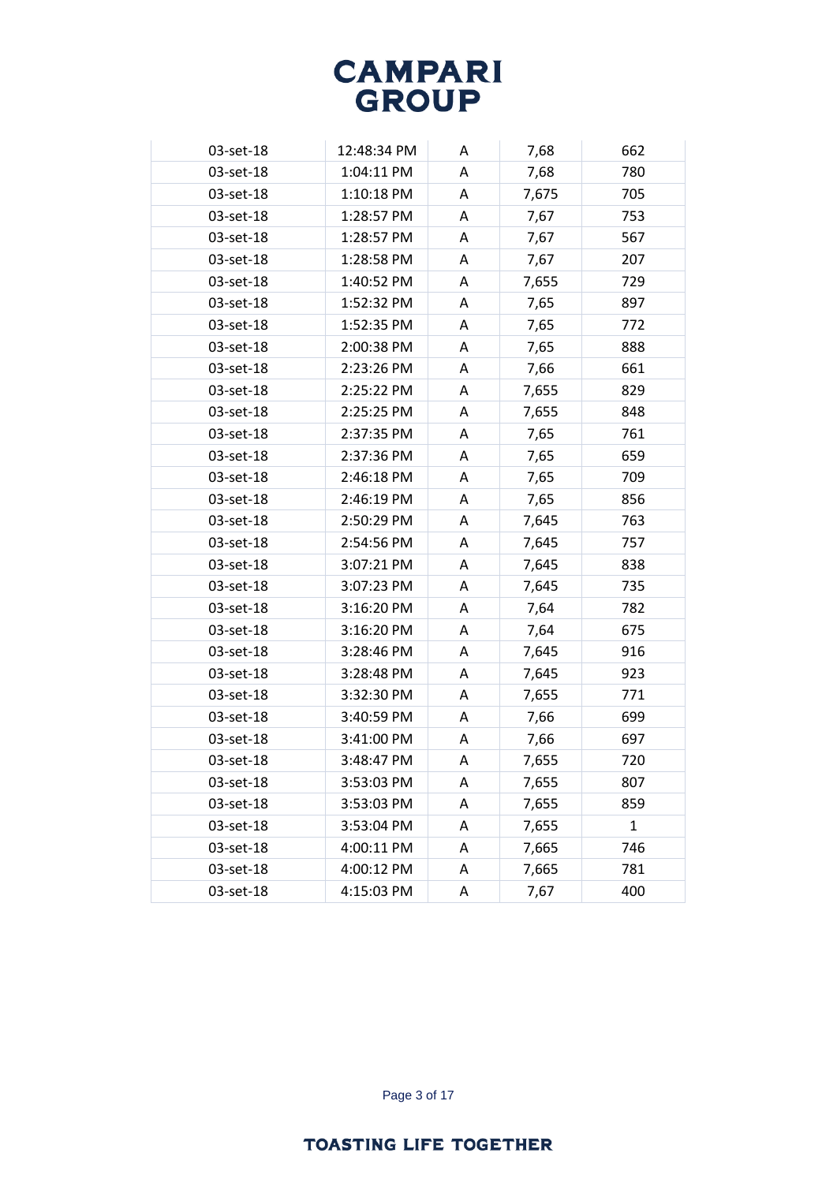| 03-set-18 | 12:48:34 PM | A | 7,68 | 662 |
| --- | --- | --- | --- | --- |
| 03-set-18 | 1:04:11 PM | A | 7,68 | 780 |
| 03-set-18 | 1:10:18 PM | A | 7,675 | 705 |
| 03-set-18 | 1:28:57 PM | A | 7,67 | 753 |
| 03-set-18 | 1:28:57 PM | A | 7,67 | 567 |
| 03-set-18 | 1:28:58 PM | A | 7,67 | 207 |
| 03-set-18 | 1:40:52 PM | A | 7,655 | 729 |
| 03-set-18 | 1:52:32 PM | A | 7,65 | 897 |
| 03-set-18 | 1:52:35 PM | A | 7,65 | 772 |
| 03-set-18 | 2:00:38 PM | A | 7,65 | 888 |
| 03-set-18 | 2:23:26 PM | A | 7,66 | 661 |
| 03-set-18 | 2:25:22 PM | A | 7,655 | 829 |
| 03-set-18 | 2:25:25 PM | A | 7,655 | 848 |
| 03-set-18 | 2:37:35 PM | A | 7,65 | 761 |
| 03-set-18 | 2:37:36 PM | A | 7,65 | 659 |
| 03-set-18 | 2:46:18 PM | A | 7,65 | 709 |
| 03-set-18 | 2:46:19 PM | A | 7,65 | 856 |
| 03-set-18 | 2:50:29 PM | A | 7,645 | 763 |
| 03-set-18 | 2:54:56 PM | A | 7,645 | 757 |
| 03-set-18 | 3:07:21 PM | A | 7,645 | 838 |
| 03-set-18 | 3:07:23 PM | A | 7,645 | 735 |
| 03-set-18 | 3:16:20 PM | A | 7,64 | 782 |
| 03-set-18 | 3:16:20 PM | A | 7,64 | 675 |
| 03-set-18 | 3:28:46 PM | A | 7,645 | 916 |
| 03-set-18 | 3:28:48 PM | A | 7,645 | 923 |
| 03-set-18 | 3:32:30 PM | A | 7,655 | 771 |
| 03-set-18 | 3:40:59 PM | A | 7,66 | 699 |
| 03-set-18 | 3:41:00 PM | A | 7,66 | 697 |
| 03-set-18 | 3:48:47 PM | A | 7,655 | 720 |
| 03-set-18 | 3:53:03 PM | A | 7,655 | 807 |
| 03-set-18 | 3:53:03 PM | A | 7,655 | 859 |
| 03-set-18 | 3:53:04 PM | A | 7,655 | 1 |
| 03-set-18 | 4:00:11 PM | A | 7,665 | 746 |
| 03-set-18 | 4:00:12 PM | A | 7,665 | 781 |
| 03-set-18 | 4:15:03 PM | A | 7,67 | 400 |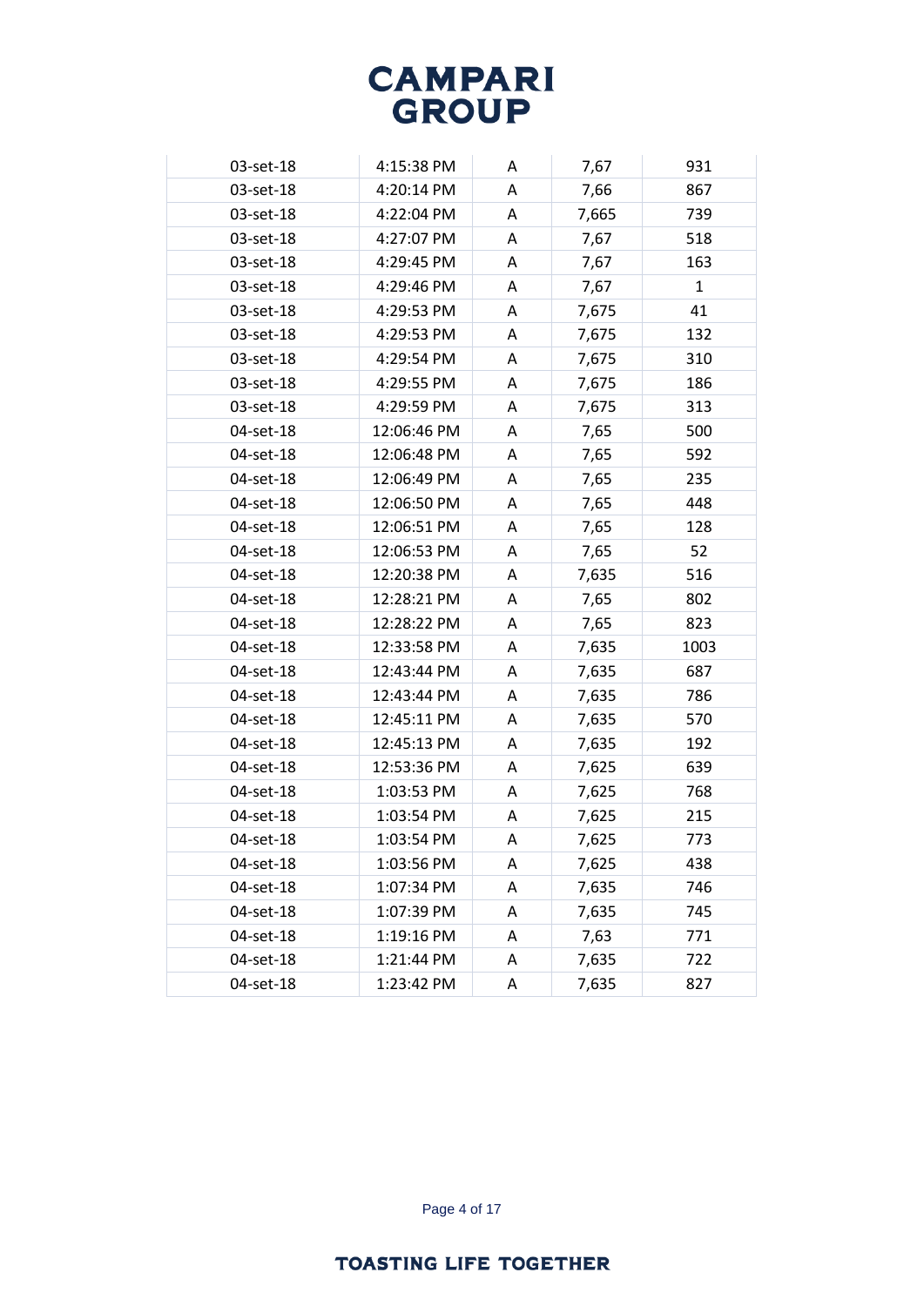| 03-set-18 | 4:15:38 PM | A | 7,67 | 931 |
|---|---|---|---|---|
| 03-set-18 | 4:20:14 PM | A | 7,66 | 867 |
| 03-set-18 | 4:22:04 PM | A | 7,665 | 739 |
| 03-set-18 | 4:27:07 PM | A | 7,67 | 518 |
| 03-set-18 | 4:29:45 PM | A | 7,67 | 163 |
| 03-set-18 | 4:29:46 PM | A | 7,67 | 1 |
| 03-set-18 | 4:29:53 PM | A | 7,675 | 41 |
| 03-set-18 | 4:29:53 PM | A | 7,675 | 132 |
| 03-set-18 | 4:29:54 PM | A | 7,675 | 310 |
| 03-set-18 | 4:29:55 PM | A | 7,675 | 186 |
| 03-set-18 | 4:29:59 PM | A | 7,675 | 313 |
| 04-set-18 | 12:06:46 PM | A | 7,65 | 500 |
| 04-set-18 | 12:06:48 PM | A | 7,65 | 592 |
| 04-set-18 | 12:06:49 PM | A | 7,65 | 235 |
| 04-set-18 | 12:06:50 PM | A | 7,65 | 448 |
| 04-set-18 | 12:06:51 PM | A | 7,65 | 128 |
| 04-set-18 | 12:06:53 PM | A | 7,65 | 52 |
| 04-set-18 | 12:20:38 PM | A | 7,635 | 516 |
| 04-set-18 | 12:28:21 PM | A | 7,65 | 802 |
| 04-set-18 | 12:28:22 PM | A | 7,65 | 823 |
| 04-set-18 | 12:33:58 PM | A | 7,635 | 1003 |
| 04-set-18 | 12:43:44 PM | A | 7,635 | 687 |
| 04-set-18 | 12:43:44 PM | A | 7,635 | 786 |
| 04-set-18 | 12:45:11 PM | A | 7,635 | 570 |
| 04-set-18 | 12:45:13 PM | A | 7,635 | 192 |
| 04-set-18 | 12:53:36 PM | A | 7,625 | 639 |
| 04-set-18 | 1:03:53 PM | A | 7,625 | 768 |
| 04-set-18 | 1:03:54 PM | A | 7,625 | 215 |
| 04-set-18 | 1:03:54 PM | A | 7,625 | 773 |
| 04-set-18 | 1:03:56 PM | A | 7,625 | 438 |
| 04-set-18 | 1:07:34 PM | A | 7,635 | 746 |
| 04-set-18 | 1:07:39 PM | A | 7,635 | 745 |
| 04-set-18 | 1:19:16 PM | A | 7,63 | 771 |
| 04-set-18 | 1:21:44 PM | A | 7,635 | 722 |
| 04-set-18 | 1:23:42 PM | A | 7,635 | 827 |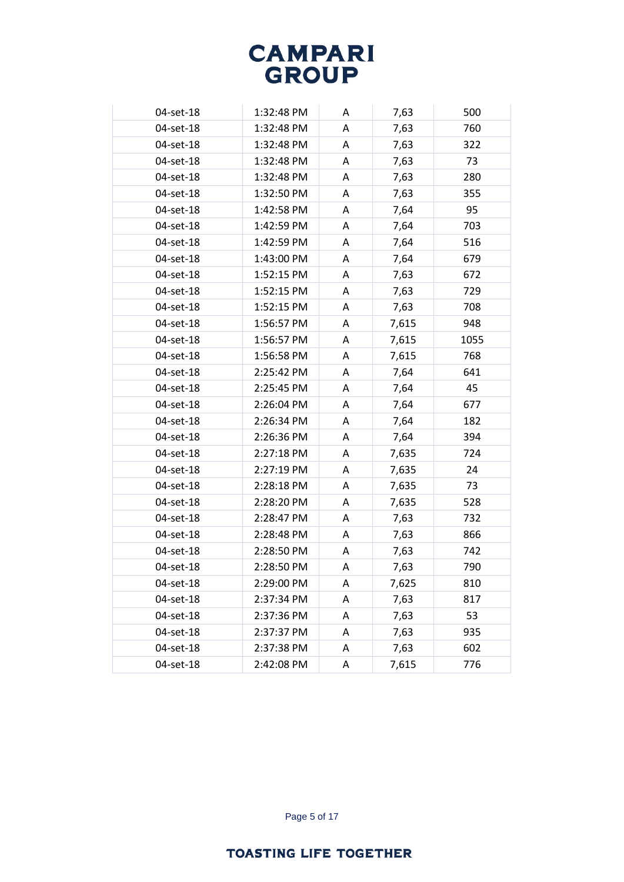| | | | | |
|---|---|---|---|---|
| 04-set-18 | 1:32:48 PM | A | 7,63 | 500 |
| 04-set-18 | 1:32:48 PM | A | 7,63 | 760 |
| 04-set-18 | 1:32:48 PM | A | 7,63 | 322 |
| 04-set-18 | 1:32:48 PM | A | 7,63 | 73 |
| 04-set-18 | 1:32:48 PM | A | 7,63 | 280 |
| 04-set-18 | 1:32:50 PM | A | 7,63 | 355 |
| 04-set-18 | 1:42:58 PM | A | 7,64 | 95 |
| 04-set-18 | 1:42:59 PM | A | 7,64 | 703 |
| 04-set-18 | 1:42:59 PM | A | 7,64 | 516 |
| 04-set-18 | 1:43:00 PM | A | 7,64 | 679 |
| 04-set-18 | 1:52:15 PM | A | 7,63 | 672 |
| 04-set-18 | 1:52:15 PM | A | 7,63 | 729 |
| 04-set-18 | 1:52:15 PM | A | 7,63 | 708 |
| 04-set-18 | 1:56:57 PM | A | 7,615 | 948 |
| 04-set-18 | 1:56:57 PM | A | 7,615 | 1055 |
| 04-set-18 | 1:56:58 PM | A | 7,615 | 768 |
| 04-set-18 | 2:25:42 PM | A | 7,64 | 641 |
| 04-set-18 | 2:25:45 PM | A | 7,64 | 45 |
| 04-set-18 | 2:26:04 PM | A | 7,64 | 677 |
| 04-set-18 | 2:26:34 PM | A | 7,64 | 182 |
| 04-set-18 | 2:26:36 PM | A | 7,64 | 394 |
| 04-set-18 | 2:27:18 PM | A | 7,635 | 724 |
| 04-set-18 | 2:27:19 PM | A | 7,635 | 24 |
| 04-set-18 | 2:28:18 PM | A | 7,635 | 73 |
| 04-set-18 | 2:28:20 PM | A | 7,635 | 528 |
| 04-set-18 | 2:28:47 PM | A | 7,63 | 732 |
| 04-set-18 | 2:28:48 PM | A | 7,63 | 866 |
| 04-set-18 | 2:28:50 PM | A | 7,63 | 742 |
| 04-set-18 | 2:28:50 PM | A | 7,63 | 790 |
| 04-set-18 | 2:29:00 PM | A | 7,625 | 810 |
| 04-set-18 | 2:37:34 PM | A | 7,63 | 817 |
| 04-set-18 | 2:37:36 PM | A | 7,63 | 53 |
| 04-set-18 | 2:37:37 PM | A | 7,63 | 935 |
| 04-set-18 | 2:37:38 PM | A | 7,63 | 602 |
| 04-set-18 | 2:42:08 PM | A | 7,615 | 776 |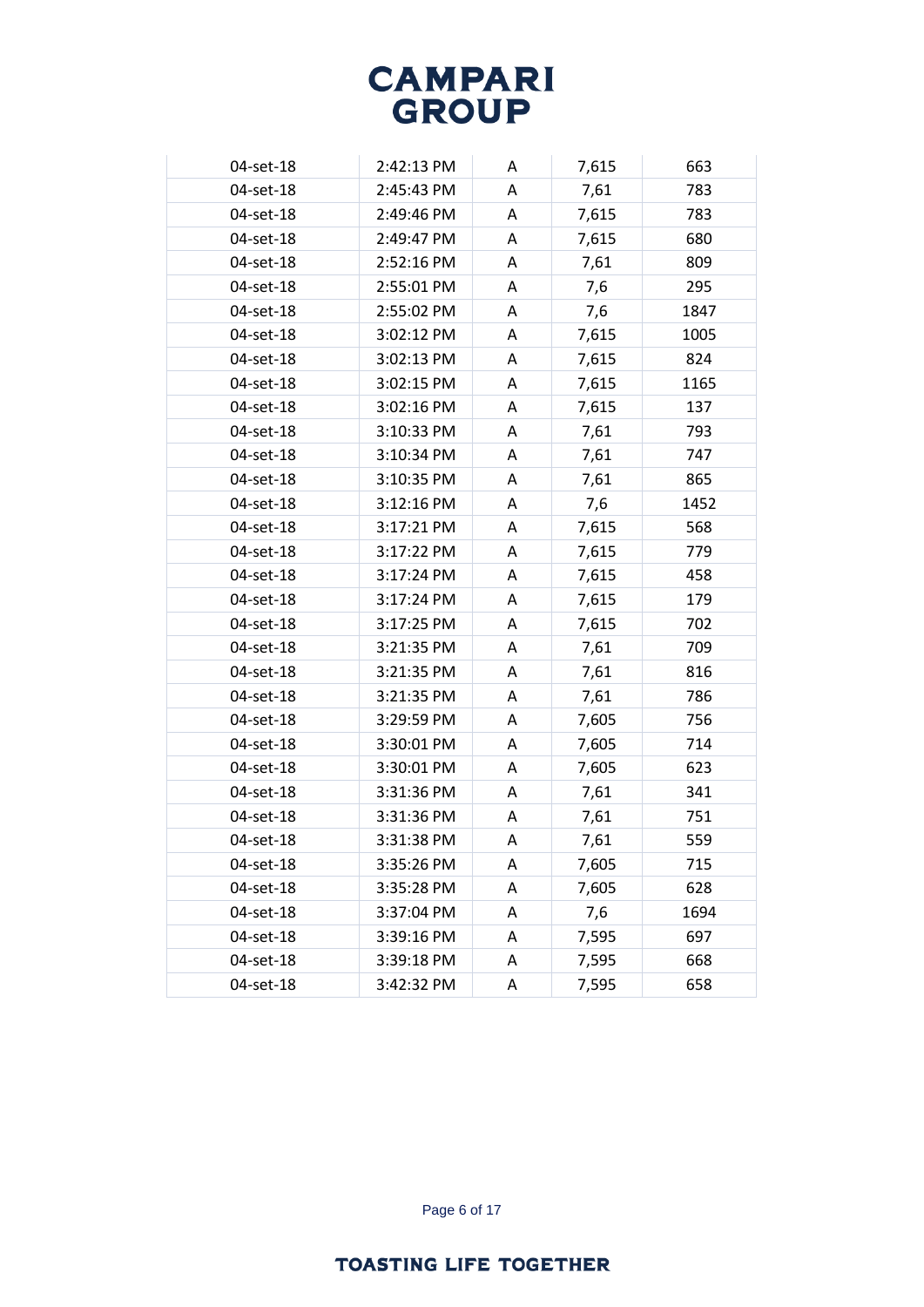| | | | | |
|---|---|---|---|---|
| 04-set-18 | 2:42:13 PM | A | 7,615 | 663 |
| 04-set-18 | 2:45:43 PM | A | 7,61 | 783 |
| 04-set-18 | 2:49:46 PM | A | 7,615 | 783 |
| 04-set-18 | 2:49:47 PM | A | 7,615 | 680 |
| 04-set-18 | 2:52:16 PM | A | 7,61 | 809 |
| 04-set-18 | 2:55:01 PM | A | 7,6 | 295 |
| 04-set-18 | 2:55:02 PM | A | 7,6 | 1847 |
| 04-set-18 | 3:02:12 PM | A | 7,615 | 1005 |
| 04-set-18 | 3:02:13 PM | A | 7,615 | 824 |
| 04-set-18 | 3:02:15 PM | A | 7,615 | 1165 |
| 04-set-18 | 3:02:16 PM | A | 7,615 | 137 |
| 04-set-18 | 3:10:33 PM | A | 7,61 | 793 |
| 04-set-18 | 3:10:34 PM | A | 7,61 | 747 |
| 04-set-18 | 3:10:35 PM | A | 7,61 | 865 |
| 04-set-18 | 3:12:16 PM | A | 7,6 | 1452 |
| 04-set-18 | 3:17:21 PM | A | 7,615 | 568 |
| 04-set-18 | 3:17:22 PM | A | 7,615 | 779 |
| 04-set-18 | 3:17:24 PM | A | 7,615 | 458 |
| 04-set-18 | 3:17:24 PM | A | 7,615 | 179 |
| 04-set-18 | 3:17:25 PM | A | 7,615 | 702 |
| 04-set-18 | 3:21:35 PM | A | 7,61 | 709 |
| 04-set-18 | 3:21:35 PM | A | 7,61 | 816 |
| 04-set-18 | 3:21:35 PM | A | 7,61 | 786 |
| 04-set-18 | 3:29:59 PM | A | 7,605 | 756 |
| 04-set-18 | 3:30:01 PM | A | 7,605 | 714 |
| 04-set-18 | 3:30:01 PM | A | 7,605 | 623 |
| 04-set-18 | 3:31:36 PM | A | 7,61 | 341 |
| 04-set-18 | 3:31:36 PM | A | 7,61 | 751 |
| 04-set-18 | 3:31:38 PM | A | 7,61 | 559 |
| 04-set-18 | 3:35:26 PM | A | 7,605 | 715 |
| 04-set-18 | 3:35:28 PM | A | 7,605 | 628 |
| 04-set-18 | 3:37:04 PM | A | 7,6 | 1694 |
| 04-set-18 | 3:39:16 PM | A | 7,595 | 697 |
| 04-set-18 | 3:39:18 PM | A | 7,595 | 668 |
| 04-set-18 | 3:42:32 PM | A | 7,595 | 658 |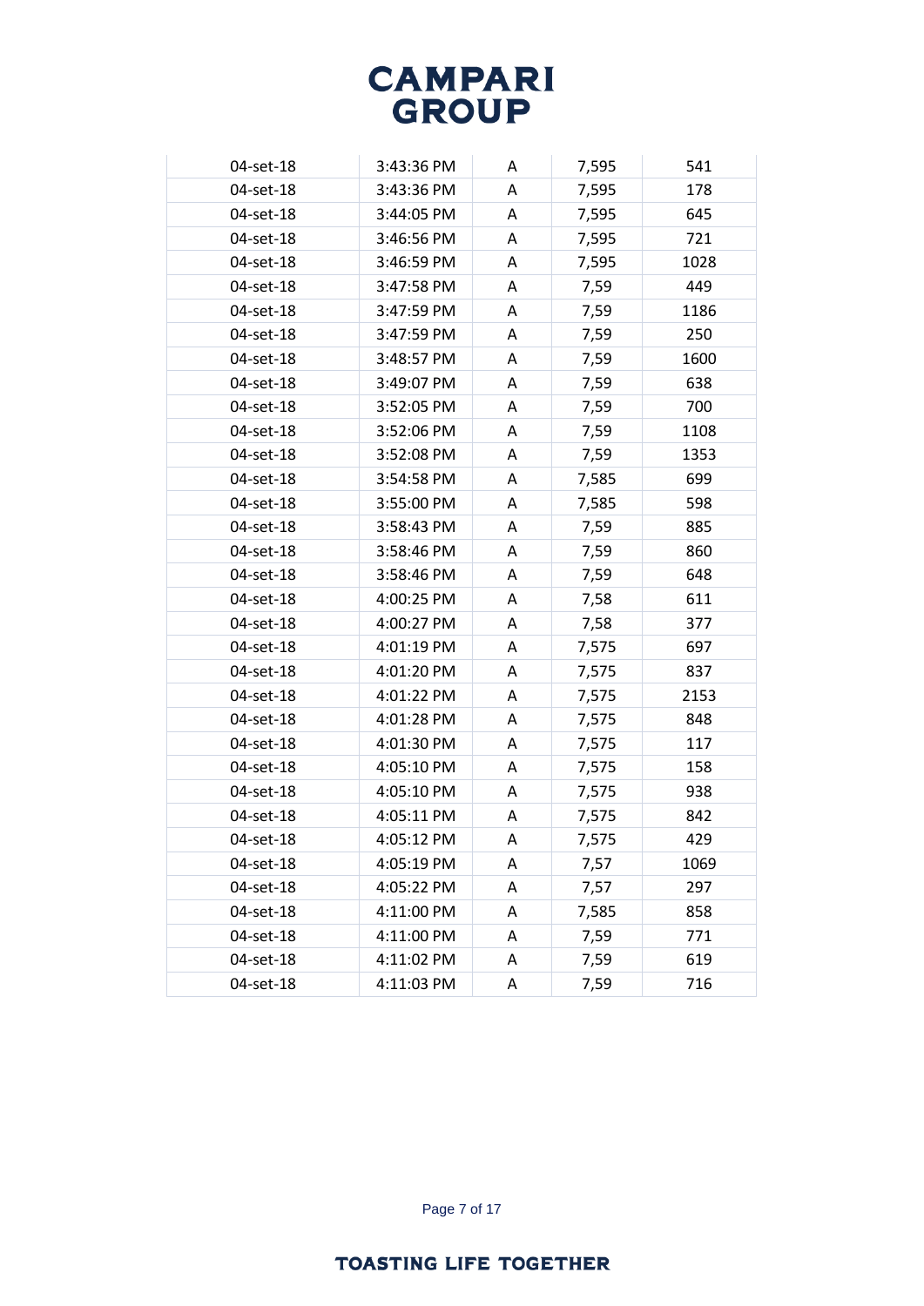| | | | | |
|---|---|---|---|---|
| 04-set-18 | 3:43:36 PM | A | 7,595 | 541 |
| 04-set-18 | 3:43:36 PM | A | 7,595 | 178 |
| 04-set-18 | 3:44:05 PM | A | 7,595 | 645 |
| 04-set-18 | 3:46:56 PM | A | 7,595 | 721 |
| 04-set-18 | 3:46:59 PM | A | 7,595 | 1028 |
| 04-set-18 | 3:47:58 PM | A | 7,59 | 449 |
| 04-set-18 | 3:47:59 PM | A | 7,59 | 1186 |
| 04-set-18 | 3:47:59 PM | A | 7,59 | 250 |
| 04-set-18 | 3:48:57 PM | A | 7,59 | 1600 |
| 04-set-18 | 3:49:07 PM | A | 7,59 | 638 |
| 04-set-18 | 3:52:05 PM | A | 7,59 | 700 |
| 04-set-18 | 3:52:06 PM | A | 7,59 | 1108 |
| 04-set-18 | 3:52:08 PM | A | 7,59 | 1353 |
| 04-set-18 | 3:54:58 PM | A | 7,585 | 699 |
| 04-set-18 | 3:55:00 PM | A | 7,585 | 598 |
| 04-set-18 | 3:58:43 PM | A | 7,59 | 885 |
| 04-set-18 | 3:58:46 PM | A | 7,59 | 860 |
| 04-set-18 | 3:58:46 PM | A | 7,59 | 648 |
| 04-set-18 | 4:00:25 PM | A | 7,58 | 611 |
| 04-set-18 | 4:00:27 PM | A | 7,58 | 377 |
| 04-set-18 | 4:01:19 PM | A | 7,575 | 697 |
| 04-set-18 | 4:01:20 PM | A | 7,575 | 837 |
| 04-set-18 | 4:01:22 PM | A | 7,575 | 2153 |
| 04-set-18 | 4:01:28 PM | A | 7,575 | 848 |
| 04-set-18 | 4:01:30 PM | A | 7,575 | 117 |
| 04-set-18 | 4:05:10 PM | A | 7,575 | 158 |
| 04-set-18 | 4:05:10 PM | A | 7,575 | 938 |
| 04-set-18 | 4:05:11 PM | A | 7,575 | 842 |
| 04-set-18 | 4:05:12 PM | A | 7,575 | 429 |
| 04-set-18 | 4:05:19 PM | A | 7,57 | 1069 |
| 04-set-18 | 4:05:22 PM | A | 7,57 | 297 |
| 04-set-18 | 4:11:00 PM | A | 7,585 | 858 |
| 04-set-18 | 4:11:00 PM | A | 7,59 | 771 |
| 04-set-18 | 4:11:02 PM | A | 7,59 | 619 |
| 04-set-18 | 4:11:03 PM | A | 7,59 | 716 |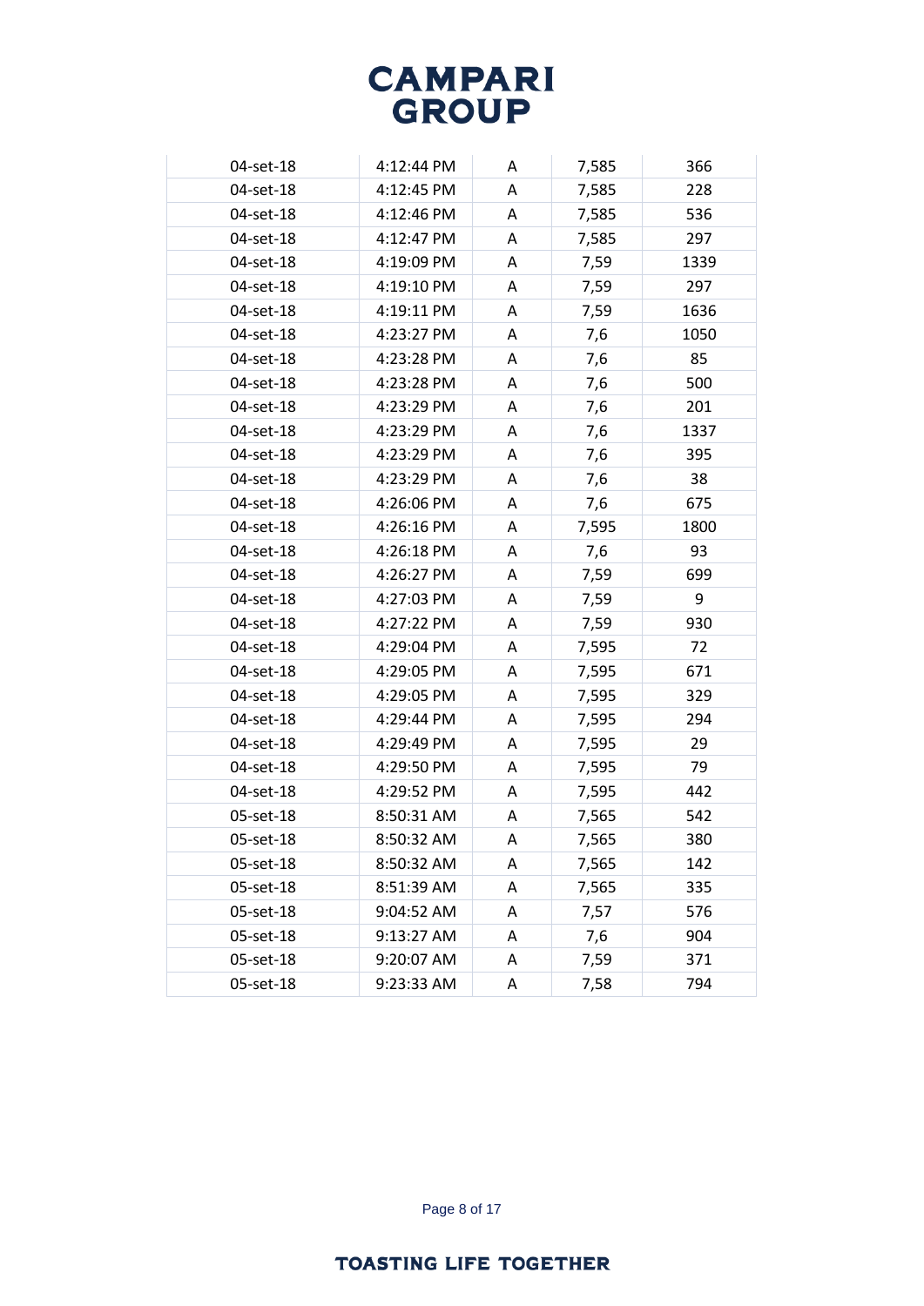| | | | | |
|---|---|---|---|---|
| 04-set-18 | 4:12:44 PM | A | 7,585 | 366 |
| 04-set-18 | 4:12:45 PM | A | 7,585 | 228 |
| 04-set-18 | 4:12:46 PM | A | 7,585 | 536 |
| 04-set-18 | 4:12:47 PM | A | 7,585 | 297 |
| 04-set-18 | 4:19:09 PM | A | 7,59 | 1339 |
| 04-set-18 | 4:19:10 PM | A | 7,59 | 297 |
| 04-set-18 | 4:19:11 PM | A | 7,59 | 1636 |
| 04-set-18 | 4:23:27 PM | A | 7,6 | 1050 |
| 04-set-18 | 4:23:28 PM | A | 7,6 | 85 |
| 04-set-18 | 4:23:28 PM | A | 7,6 | 500 |
| 04-set-18 | 4:23:29 PM | A | 7,6 | 201 |
| 04-set-18 | 4:23:29 PM | A | 7,6 | 1337 |
| 04-set-18 | 4:23:29 PM | A | 7,6 | 395 |
| 04-set-18 | 4:23:29 PM | A | 7,6 | 38 |
| 04-set-18 | 4:26:06 PM | A | 7,6 | 675 |
| 04-set-18 | 4:26:16 PM | A | 7,595 | 1800 |
| 04-set-18 | 4:26:18 PM | A | 7,6 | 93 |
| 04-set-18 | 4:26:27 PM | A | 7,59 | 699 |
| 04-set-18 | 4:27:03 PM | A | 7,59 | 9 |
| 04-set-18 | 4:27:22 PM | A | 7,59 | 930 |
| 04-set-18 | 4:29:04 PM | A | 7,595 | 72 |
| 04-set-18 | 4:29:05 PM | A | 7,595 | 671 |
| 04-set-18 | 4:29:05 PM | A | 7,595 | 329 |
| 04-set-18 | 4:29:44 PM | A | 7,595 | 294 |
| 04-set-18 | 4:29:49 PM | A | 7,595 | 29 |
| 04-set-18 | 4:29:50 PM | A | 7,595 | 79 |
| 04-set-18 | 4:29:52 PM | A | 7,595 | 442 |
| 05-set-18 | 8:50:31 AM | A | 7,565 | 542 |
| 05-set-18 | 8:50:32 AM | A | 7,565 | 380 |
| 05-set-18 | 8:50:32 AM | A | 7,565 | 142 |
| 05-set-18 | 8:51:39 AM | A | 7,565 | 335 |
| 05-set-18 | 9:04:52 AM | A | 7,57 | 576 |
| 05-set-18 | 9:13:27 AM | A | 7,6 | 904 |
| 05-set-18 | 9:20:07 AM | A | 7,59 | 371 |
| 05-set-18 | 9:23:33 AM | A | 7,58 | 794 |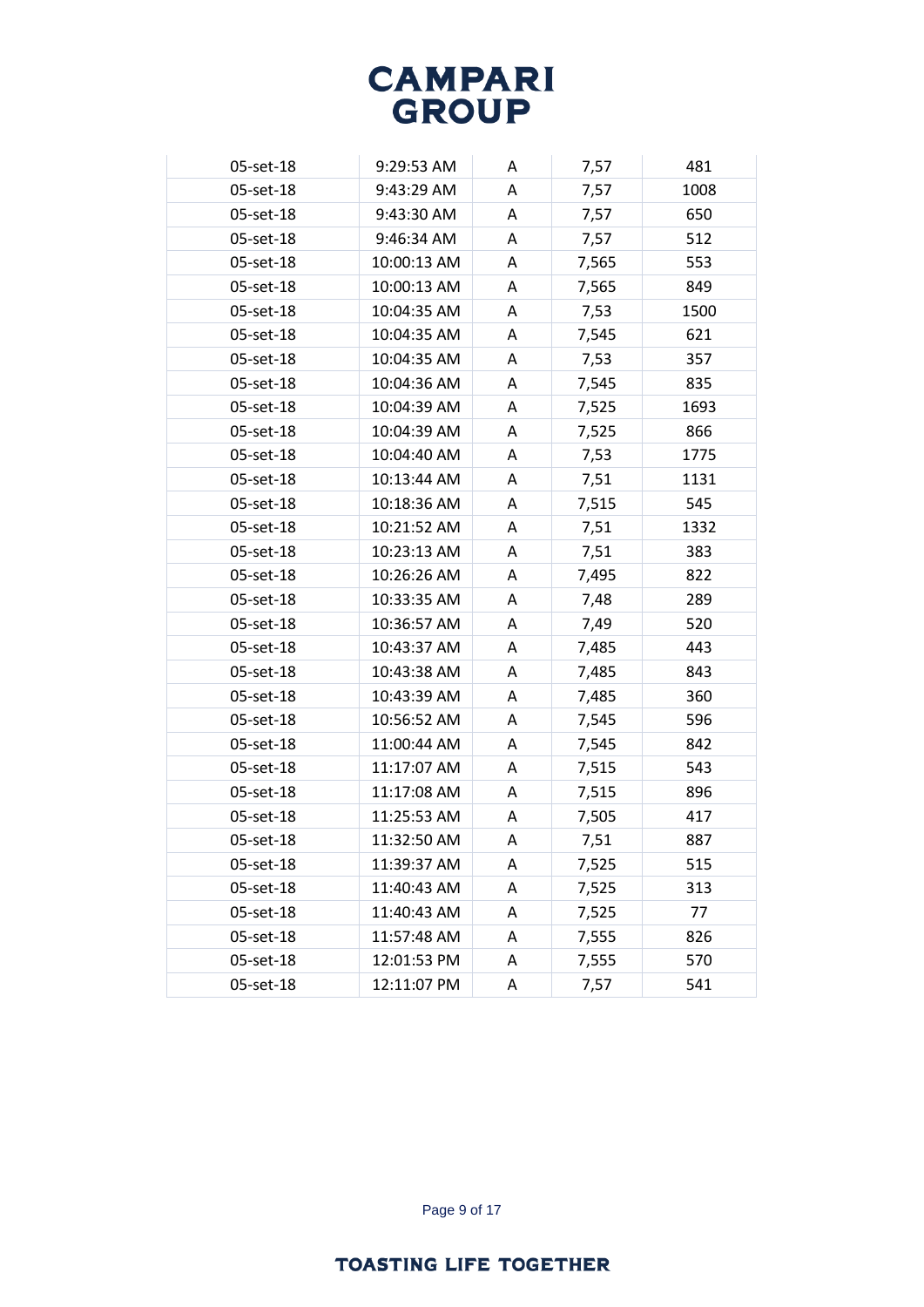| | | | | |
|---|---|---|---|---|
| 05-set-18 | 9:29:53 AM | A | 7,57 | 481 |
| 05-set-18 | 9:43:29 AM | A | 7,57 | 1008 |
| 05-set-18 | 9:43:30 AM | A | 7,57 | 650 |
| 05-set-18 | 9:46:34 AM | A | 7,57 | 512 |
| 05-set-18 | 10:00:13 AM | A | 7,565 | 553 |
| 05-set-18 | 10:00:13 AM | A | 7,565 | 849 |
| 05-set-18 | 10:04:35 AM | A | 7,53 | 1500 |
| 05-set-18 | 10:04:35 AM | A | 7,545 | 621 |
| 05-set-18 | 10:04:35 AM | A | 7,53 | 357 |
| 05-set-18 | 10:04:36 AM | A | 7,545 | 835 |
| 05-set-18 | 10:04:39 AM | A | 7,525 | 1693 |
| 05-set-18 | 10:04:39 AM | A | 7,525 | 866 |
| 05-set-18 | 10:04:40 AM | A | 7,53 | 1775 |
| 05-set-18 | 10:13:44 AM | A | 7,51 | 1131 |
| 05-set-18 | 10:18:36 AM | A | 7,515 | 545 |
| 05-set-18 | 10:21:52 AM | A | 7,51 | 1332 |
| 05-set-18 | 10:23:13 AM | A | 7,51 | 383 |
| 05-set-18 | 10:26:26 AM | A | 7,495 | 822 |
| 05-set-18 | 10:33:35 AM | A | 7,48 | 289 |
| 05-set-18 | 10:36:57 AM | A | 7,49 | 520 |
| 05-set-18 | 10:43:37 AM | A | 7,485 | 443 |
| 05-set-18 | 10:43:38 AM | A | 7,485 | 843 |
| 05-set-18 | 10:43:39 AM | A | 7,485 | 360 |
| 05-set-18 | 10:56:52 AM | A | 7,545 | 596 |
| 05-set-18 | 11:00:44 AM | A | 7,545 | 842 |
| 05-set-18 | 11:17:07 AM | A | 7,515 | 543 |
| 05-set-18 | 11:17:08 AM | A | 7,515 | 896 |
| 05-set-18 | 11:25:53 AM | A | 7,505 | 417 |
| 05-set-18 | 11:32:50 AM | A | 7,51 | 887 |
| 05-set-18 | 11:39:37 AM | A | 7,525 | 515 |
| 05-set-18 | 11:40:43 AM | A | 7,525 | 313 |
| 05-set-18 | 11:40:43 AM | A | 7,525 | 77 |
| 05-set-18 | 11:57:48 AM | A | 7,555 | 826 |
| 05-set-18 | 12:01:53 PM | A | 7,555 | 570 |
| 05-set-18 | 12:11:07 PM | A | 7,57 | 541 |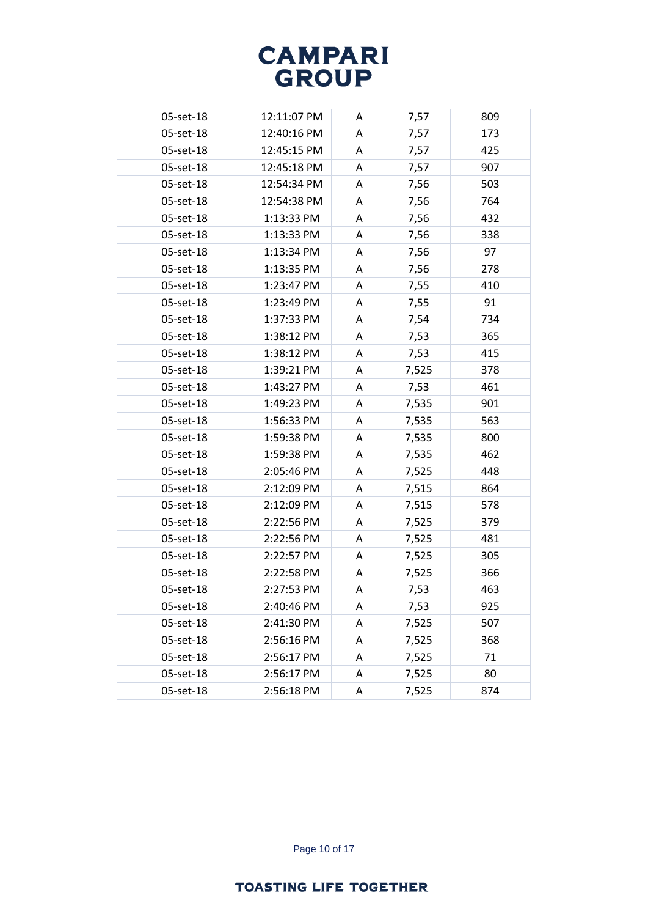| | | | | |
|---|---|---|---|---|
| 05-set-18 | 12:11:07 PM | A | 7,57 | 809 |
| 05-set-18 | 12:40:16 PM | A | 7,57 | 173 |
| 05-set-18 | 12:45:15 PM | A | 7,57 | 425 |
| 05-set-18 | 12:45:18 PM | A | 7,57 | 907 |
| 05-set-18 | 12:54:34 PM | A | 7,56 | 503 |
| 05-set-18 | 12:54:38 PM | A | 7,56 | 764 |
| 05-set-18 | 1:13:33 PM | A | 7,56 | 432 |
| 05-set-18 | 1:13:33 PM | A | 7,56 | 338 |
| 05-set-18 | 1:13:34 PM | A | 7,56 | 97 |
| 05-set-18 | 1:13:35 PM | A | 7,56 | 278 |
| 05-set-18 | 1:23:47 PM | A | 7,55 | 410 |
| 05-set-18 | 1:23:49 PM | A | 7,55 | 91 |
| 05-set-18 | 1:37:33 PM | A | 7,54 | 734 |
| 05-set-18 | 1:38:12 PM | A | 7,53 | 365 |
| 05-set-18 | 1:38:12 PM | A | 7,53 | 415 |
| 05-set-18 | 1:39:21 PM | A | 7,525 | 378 |
| 05-set-18 | 1:43:27 PM | A | 7,53 | 461 |
| 05-set-18 | 1:49:23 PM | A | 7,535 | 901 |
| 05-set-18 | 1:56:33 PM | A | 7,535 | 563 |
| 05-set-18 | 1:59:38 PM | A | 7,535 | 800 |
| 05-set-18 | 1:59:38 PM | A | 7,535 | 462 |
| 05-set-18 | 2:05:46 PM | A | 7,525 | 448 |
| 05-set-18 | 2:12:09 PM | A | 7,515 | 864 |
| 05-set-18 | 2:12:09 PM | A | 7,515 | 578 |
| 05-set-18 | 2:22:56 PM | A | 7,525 | 379 |
| 05-set-18 | 2:22:56 PM | A | 7,525 | 481 |
| 05-set-18 | 2:22:57 PM | A | 7,525 | 305 |
| 05-set-18 | 2:22:58 PM | A | 7,525 | 366 |
| 05-set-18 | 2:27:53 PM | A | 7,53 | 463 |
| 05-set-18 | 2:40:46 PM | A | 7,53 | 925 |
| 05-set-18 | 2:41:30 PM | A | 7,525 | 507 |
| 05-set-18 | 2:56:16 PM | A | 7,525 | 368 |
| 05-set-18 | 2:56:17 PM | A | 7,525 | 71 |
| 05-set-18 | 2:56:17 PM | A | 7,525 | 80 |
| 05-set-18 | 2:56:18 PM | A | 7,525 | 874 |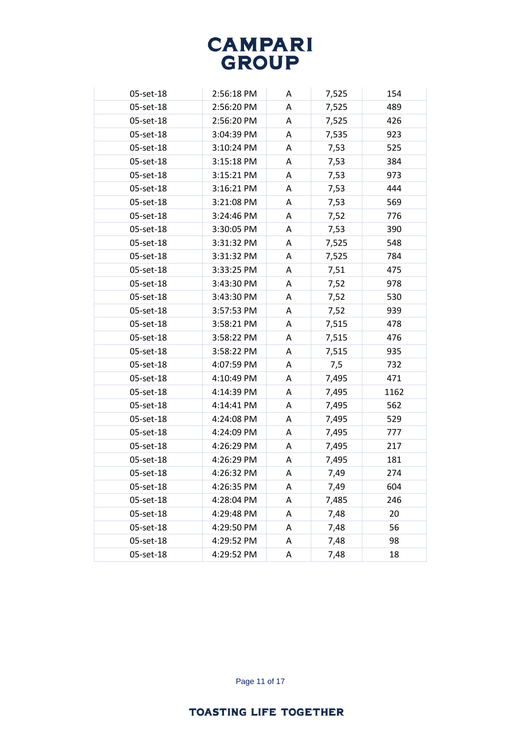| | | | | |
|---|---|---|---|---|
| 05-set-18 | 2:56:18 PM | A | 7,525 | 154 |
| 05-set-18 | 2:56:20 PM | A | 7,525 | 489 |
| 05-set-18 | 2:56:20 PM | A | 7,525 | 426 |
| 05-set-18 | 3:04:39 PM | A | 7,535 | 923 |
| 05-set-18 | 3:10:24 PM | A | 7,53 | 525 |
| 05-set-18 | 3:15:18 PM | A | 7,53 | 384 |
| 05-set-18 | 3:15:21 PM | A | 7,53 | 973 |
| 05-set-18 | 3:16:21 PM | A | 7,53 | 444 |
| 05-set-18 | 3:21:08 PM | A | 7,53 | 569 |
| 05-set-18 | 3:24:46 PM | A | 7,52 | 776 |
| 05-set-18 | 3:30:05 PM | A | 7,53 | 390 |
| 05-set-18 | 3:31:32 PM | A | 7,525 | 548 |
| 05-set-18 | 3:31:32 PM | A | 7,525 | 784 |
| 05-set-18 | 3:33:25 PM | A | 7,51 | 475 |
| 05-set-18 | 3:43:30 PM | A | 7,52 | 978 |
| 05-set-18 | 3:43:30 PM | A | 7,52 | 530 |
| 05-set-18 | 3:57:53 PM | A | 7,52 | 939 |
| 05-set-18 | 3:58:21 PM | A | 7,515 | 478 |
| 05-set-18 | 3:58:22 PM | A | 7,515 | 476 |
| 05-set-18 | 3:58:22 PM | A | 7,515 | 935 |
| 05-set-18 | 4:07:59 PM | A | 7,5 | 732 |
| 05-set-18 | 4:10:49 PM | A | 7,495 | 471 |
| 05-set-18 | 4:14:39 PM | A | 7,495 | 1162 |
| 05-set-18 | 4:14:41 PM | A | 7,495 | 562 |
| 05-set-18 | 4:24:08 PM | A | 7,495 | 529 |
| 05-set-18 | 4:24:09 PM | A | 7,495 | 777 |
| 05-set-18 | 4:26:29 PM | A | 7,495 | 217 |
| 05-set-18 | 4:26:29 PM | A | 7,495 | 181 |
| 05-set-18 | 4:26:32 PM | A | 7,49 | 274 |
| 05-set-18 | 4:26:35 PM | A | 7,49 | 604 |
| 05-set-18 | 4:28:04 PM | A | 7,485 | 246 |
| 05-set-18 | 4:29:48 PM | A | 7,48 | 20 |
| 05-set-18 | 4:29:50 PM | A | 7,48 | 56 |
| 05-set-18 | 4:29:52 PM | A | 7,48 | 98 |
| 05-set-18 | 4:29:52 PM | A | 7,48 | 18 |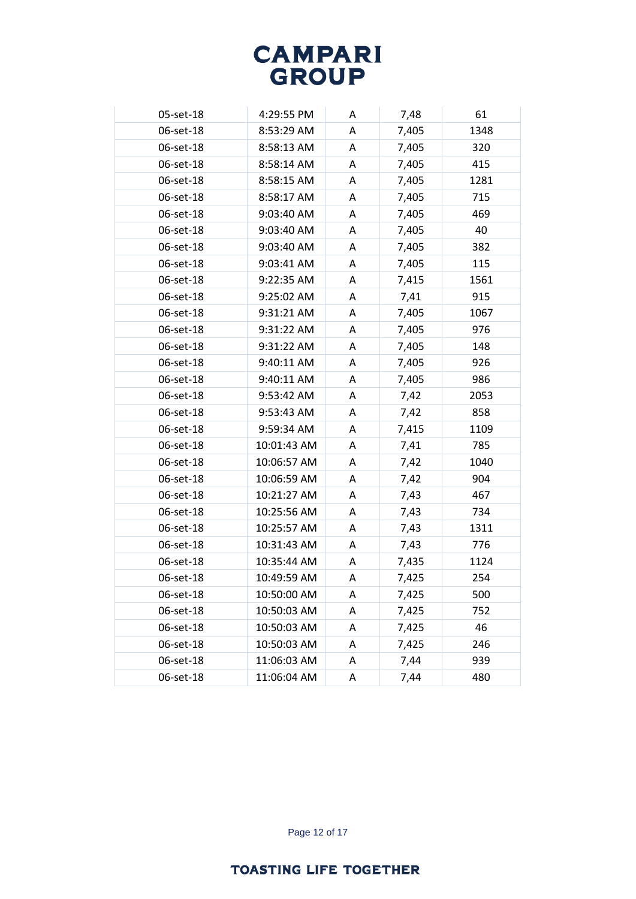| | | | | |
|---|---|---|---|---|
| 05-set-18 | 4:29:55 PM | A | 7,48 | 61 |
| 06-set-18 | 8:53:29 AM | A | 7,405 | 1348 |
| 06-set-18 | 8:58:13 AM | A | 7,405 | 320 |
| 06-set-18 | 8:58:14 AM | A | 7,405 | 415 |
| 06-set-18 | 8:58:15 AM | A | 7,405 | 1281 |
| 06-set-18 | 8:58:17 AM | A | 7,405 | 715 |
| 06-set-18 | 9:03:40 AM | A | 7,405 | 469 |
| 06-set-18 | 9:03:40 AM | A | 7,405 | 40 |
| 06-set-18 | 9:03:40 AM | A | 7,405 | 382 |
| 06-set-18 | 9:03:41 AM | A | 7,405 | 115 |
| 06-set-18 | 9:22:35 AM | A | 7,415 | 1561 |
| 06-set-18 | 9:25:02 AM | A | 7,41 | 915 |
| 06-set-18 | 9:31:21 AM | A | 7,405 | 1067 |
| 06-set-18 | 9:31:22 AM | A | 7,405 | 976 |
| 06-set-18 | 9:31:22 AM | A | 7,405 | 148 |
| 06-set-18 | 9:40:11 AM | A | 7,405 | 926 |
| 06-set-18 | 9:40:11 AM | A | 7,405 | 986 |
| 06-set-18 | 9:53:42 AM | A | 7,42 | 2053 |
| 06-set-18 | 9:53:43 AM | A | 7,42 | 858 |
| 06-set-18 | 9:59:34 AM | A | 7,415 | 1109 |
| 06-set-18 | 10:01:43 AM | A | 7,41 | 785 |
| 06-set-18 | 10:06:57 AM | A | 7,42 | 1040 |
| 06-set-18 | 10:06:59 AM | A | 7,42 | 904 |
| 06-set-18 | 10:21:27 AM | A | 7,43 | 467 |
| 06-set-18 | 10:25:56 AM | A | 7,43 | 734 |
| 06-set-18 | 10:25:57 AM | A | 7,43 | 1311 |
| 06-set-18 | 10:31:43 AM | A | 7,43 | 776 |
| 06-set-18 | 10:35:44 AM | A | 7,435 | 1124 |
| 06-set-18 | 10:49:59 AM | A | 7,425 | 254 |
| 06-set-18 | 10:50:00 AM | A | 7,425 | 500 |
| 06-set-18 | 10:50:03 AM | A | 7,425 | 752 |
| 06-set-18 | 10:50:03 AM | A | 7,425 | 46 |
| 06-set-18 | 10:50:03 AM | A | 7,425 | 246 |
| 06-set-18 | 11:06:03 AM | A | 7,44 | 939 |
| 06-set-18 | 11:06:04 AM | A | 7,44 | 480 |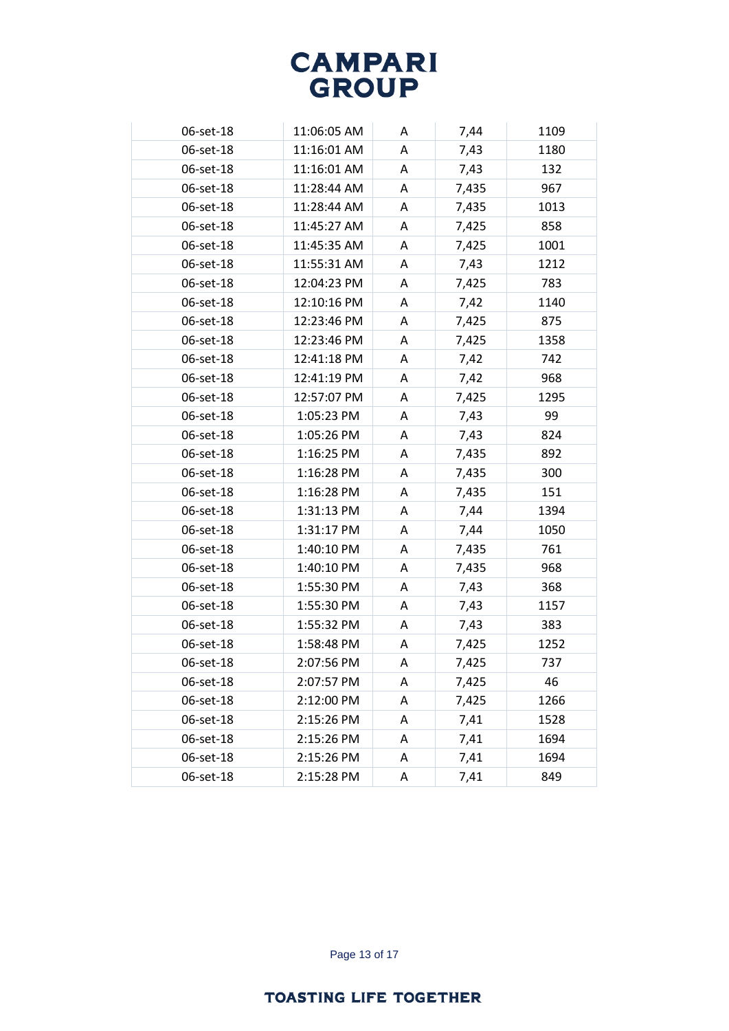| | | | | |
|---|---|---|---|---|
| 06-set-18 | 11:06:05 AM | A | 7,44 | 1109 |
| 06-set-18 | 11:16:01 AM | A | 7,43 | 1180 |
| 06-set-18 | 11:16:01 AM | A | 7,43 | 132 |
| 06-set-18 | 11:28:44 AM | A | 7,435 | 967 |
| 06-set-18 | 11:28:44 AM | A | 7,435 | 1013 |
| 06-set-18 | 11:45:27 AM | A | 7,425 | 858 |
| 06-set-18 | 11:45:35 AM | A | 7,425 | 1001 |
| 06-set-18 | 11:55:31 AM | A | 7,43 | 1212 |
| 06-set-18 | 12:04:23 PM | A | 7,425 | 783 |
| 06-set-18 | 12:10:16 PM | A | 7,42 | 1140 |
| 06-set-18 | 12:23:46 PM | A | 7,425 | 875 |
| 06-set-18 | 12:23:46 PM | A | 7,425 | 1358 |
| 06-set-18 | 12:41:18 PM | A | 7,42 | 742 |
| 06-set-18 | 12:41:19 PM | A | 7,42 | 968 |
| 06-set-18 | 12:57:07 PM | A | 7,425 | 1295 |
| 06-set-18 | 1:05:23 PM | A | 7,43 | 99 |
| 06-set-18 | 1:05:26 PM | A | 7,43 | 824 |
| 06-set-18 | 1:16:25 PM | A | 7,435 | 892 |
| 06-set-18 | 1:16:28 PM | A | 7,435 | 300 |
| 06-set-18 | 1:16:28 PM | A | 7,435 | 151 |
| 06-set-18 | 1:31:13 PM | A | 7,44 | 1394 |
| 06-set-18 | 1:31:17 PM | A | 7,44 | 1050 |
| 06-set-18 | 1:40:10 PM | A | 7,435 | 761 |
| 06-set-18 | 1:40:10 PM | A | 7,435 | 968 |
| 06-set-18 | 1:55:30 PM | A | 7,43 | 368 |
| 06-set-18 | 1:55:30 PM | A | 7,43 | 1157 |
| 06-set-18 | 1:55:32 PM | A | 7,43 | 383 |
| 06-set-18 | 1:58:48 PM | A | 7,425 | 1252 |
| 06-set-18 | 2:07:56 PM | A | 7,425 | 737 |
| 06-set-18 | 2:07:57 PM | A | 7,425 | 46 |
| 06-set-18 | 2:12:00 PM | A | 7,425 | 1266 |
| 06-set-18 | 2:15:26 PM | A | 7,41 | 1528 |
| 06-set-18 | 2:15:26 PM | A | 7,41 | 1694 |
| 06-set-18 | 2:15:26 PM | A | 7,41 | 1694 |
| 06-set-18 | 2:15:28 PM | A | 7,41 | 849 |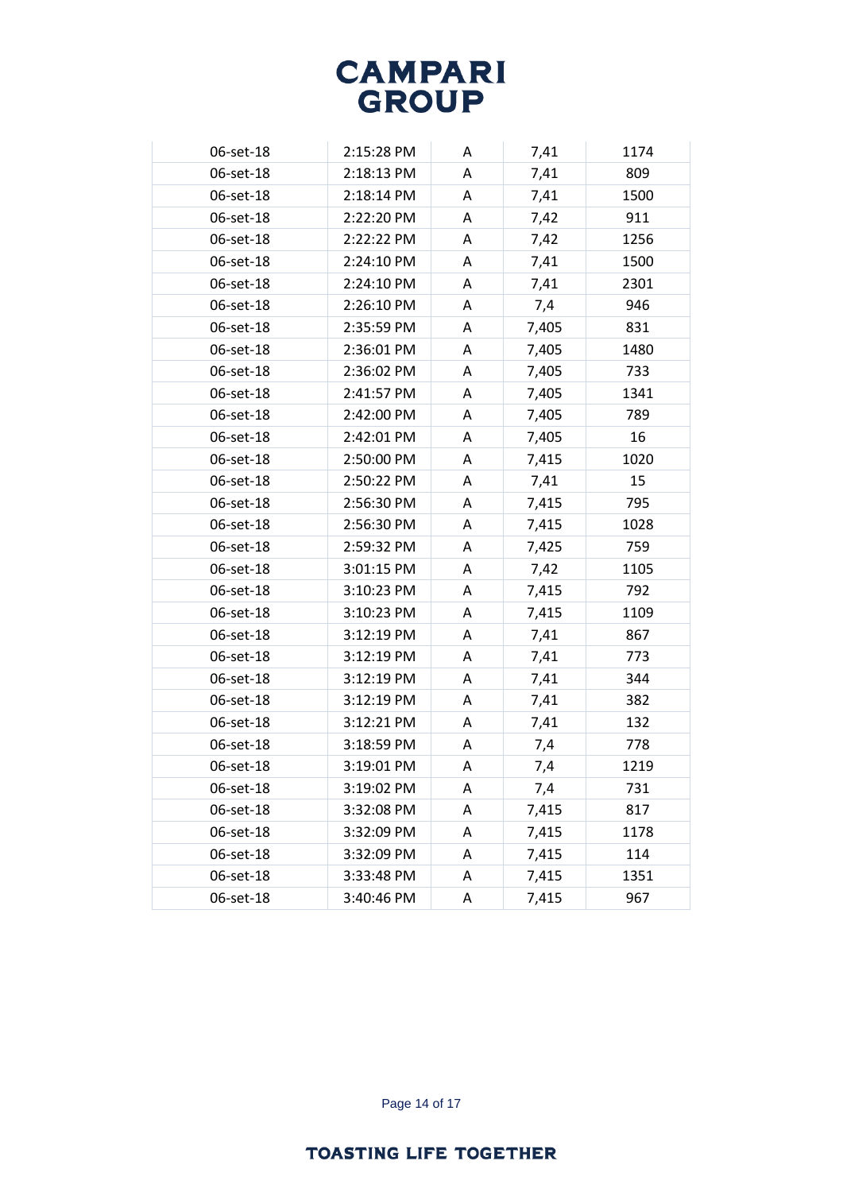| | | | | |
|---|---|---|---|---|
| 06-set-18 | 2:15:28 PM | A | 7,41 | 1174 |
| 06-set-18 | 2:18:13 PM | A | 7,41 | 809 |
| 06-set-18 | 2:18:14 PM | A | 7,41 | 1500 |
| 06-set-18 | 2:22:20 PM | A | 7,42 | 911 |
| 06-set-18 | 2:22:22 PM | A | 7,42 | 1256 |
| 06-set-18 | 2:24:10 PM | A | 7,41 | 1500 |
| 06-set-18 | 2:24:10 PM | A | 7,41 | 2301 |
| 06-set-18 | 2:26:10 PM | A | 7,4 | 946 |
| 06-set-18 | 2:35:59 PM | A | 7,405 | 831 |
| 06-set-18 | 2:36:01 PM | A | 7,405 | 1480 |
| 06-set-18 | 2:36:02 PM | A | 7,405 | 733 |
| 06-set-18 | 2:41:57 PM | A | 7,405 | 1341 |
| 06-set-18 | 2:42:00 PM | A | 7,405 | 789 |
| 06-set-18 | 2:42:01 PM | A | 7,405 | 16 |
| 06-set-18 | 2:50:00 PM | A | 7,415 | 1020 |
| 06-set-18 | 2:50:22 PM | A | 7,41 | 15 |
| 06-set-18 | 2:56:30 PM | A | 7,415 | 795 |
| 06-set-18 | 2:56:30 PM | A | 7,415 | 1028 |
| 06-set-18 | 2:59:32 PM | A | 7,425 | 759 |
| 06-set-18 | 3:01:15 PM | A | 7,42 | 1105 |
| 06-set-18 | 3:10:23 PM | A | 7,415 | 792 |
| 06-set-18 | 3:10:23 PM | A | 7,415 | 1109 |
| 06-set-18 | 3:12:19 PM | A | 7,41 | 867 |
| 06-set-18 | 3:12:19 PM | A | 7,41 | 773 |
| 06-set-18 | 3:12:19 PM | A | 7,41 | 344 |
| 06-set-18 | 3:12:19 PM | A | 7,41 | 382 |
| 06-set-18 | 3:12:21 PM | A | 7,41 | 132 |
| 06-set-18 | 3:18:59 PM | A | 7,4 | 778 |
| 06-set-18 | 3:19:01 PM | A | 7,4 | 1219 |
| 06-set-18 | 3:19:02 PM | A | 7,4 | 731 |
| 06-set-18 | 3:32:08 PM | A | 7,415 | 817 |
| 06-set-18 | 3:32:09 PM | A | 7,415 | 1178 |
| 06-set-18 | 3:32:09 PM | A | 7,415 | 114 |
| 06-set-18 | 3:33:48 PM | A | 7,415 | 1351 |
| 06-set-18 | 3:40:46 PM | A | 7,415 | 967 |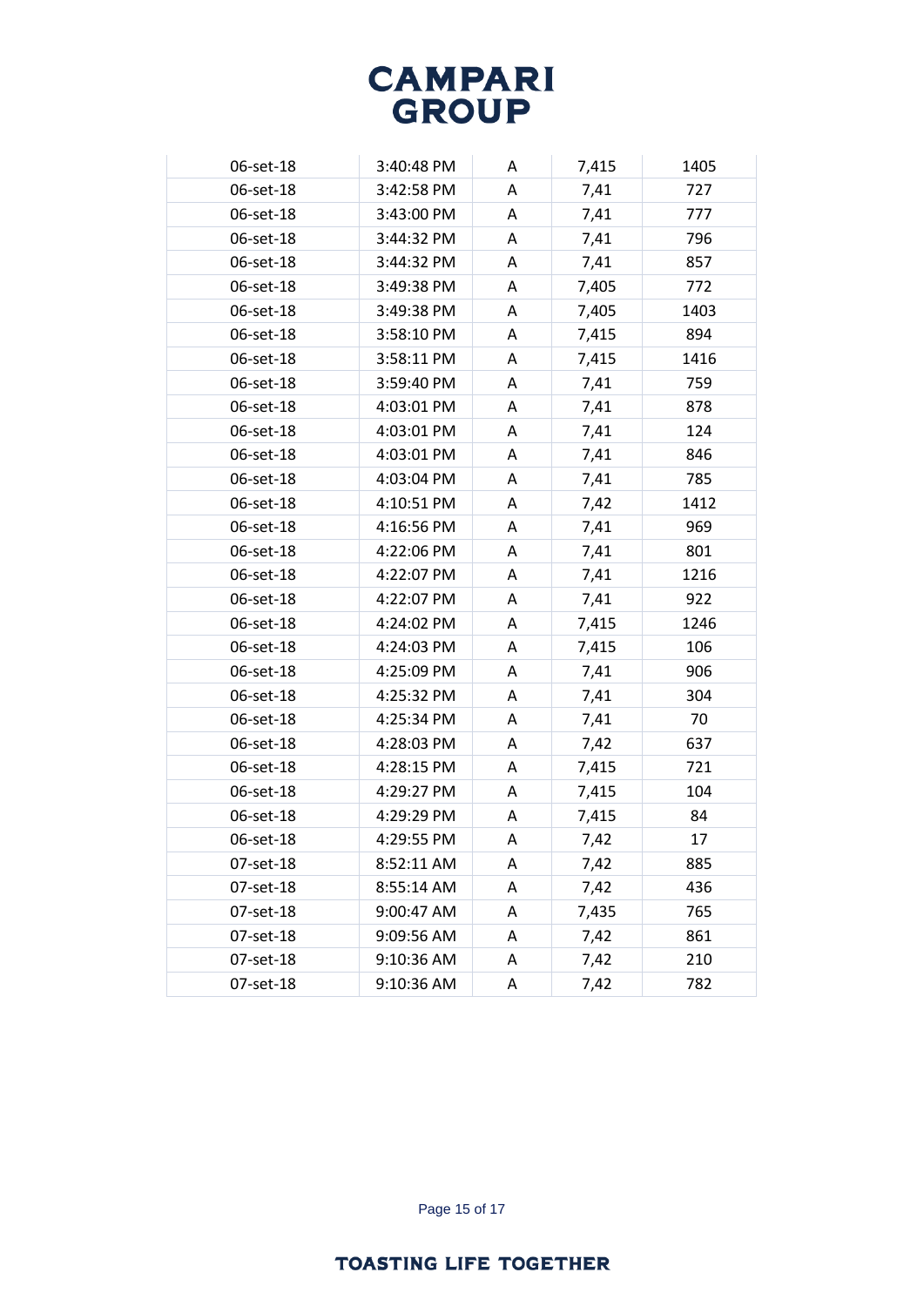| | | | | |
|---|---|---|---|---|
| 06-set-18 | 3:40:48 PM | A | 7,415 | 1405 |
| 06-set-18 | 3:42:58 PM | A | 7,41 | 727 |
| 06-set-18 | 3:43:00 PM | A | 7,41 | 777 |
| 06-set-18 | 3:44:32 PM | A | 7,41 | 796 |
| 06-set-18 | 3:44:32 PM | A | 7,41 | 857 |
| 06-set-18 | 3:49:38 PM | A | 7,405 | 772 |
| 06-set-18 | 3:49:38 PM | A | 7,405 | 1403 |
| 06-set-18 | 3:58:10 PM | A | 7,415 | 894 |
| 06-set-18 | 3:58:11 PM | A | 7,415 | 1416 |
| 06-set-18 | 3:59:40 PM | A | 7,41 | 759 |
| 06-set-18 | 4:03:01 PM | A | 7,41 | 878 |
| 06-set-18 | 4:03:01 PM | A | 7,41 | 124 |
| 06-set-18 | 4:03:01 PM | A | 7,41 | 846 |
| 06-set-18 | 4:03:04 PM | A | 7,41 | 785 |
| 06-set-18 | 4:10:51 PM | A | 7,42 | 1412 |
| 06-set-18 | 4:16:56 PM | A | 7,41 | 969 |
| 06-set-18 | 4:22:06 PM | A | 7,41 | 801 |
| 06-set-18 | 4:22:07 PM | A | 7,41 | 1216 |
| 06-set-18 | 4:22:07 PM | A | 7,41 | 922 |
| 06-set-18 | 4:24:02 PM | A | 7,415 | 1246 |
| 06-set-18 | 4:24:03 PM | A | 7,415 | 106 |
| 06-set-18 | 4:25:09 PM | A | 7,41 | 906 |
| 06-set-18 | 4:25:32 PM | A | 7,41 | 304 |
| 06-set-18 | 4:25:34 PM | A | 7,41 | 70 |
| 06-set-18 | 4:28:03 PM | A | 7,42 | 637 |
| 06-set-18 | 4:28:15 PM | A | 7,415 | 721 |
| 06-set-18 | 4:29:27 PM | A | 7,415 | 104 |
| 06-set-18 | 4:29:29 PM | A | 7,415 | 84 |
| 06-set-18 | 4:29:55 PM | A | 7,42 | 17 |
| 07-set-18 | 8:52:11 AM | A | 7,42 | 885 |
| 07-set-18 | 8:55:14 AM | A | 7,42 | 436 |
| 07-set-18 | 9:00:47 AM | A | 7,435 | 765 |
| 07-set-18 | 9:09:56 AM | A | 7,42 | 861 |
| 07-set-18 | 9:10:36 AM | A | 7,42 | 210 |
| 07-set-18 | 9:10:36 AM | A | 7,42 | 782 |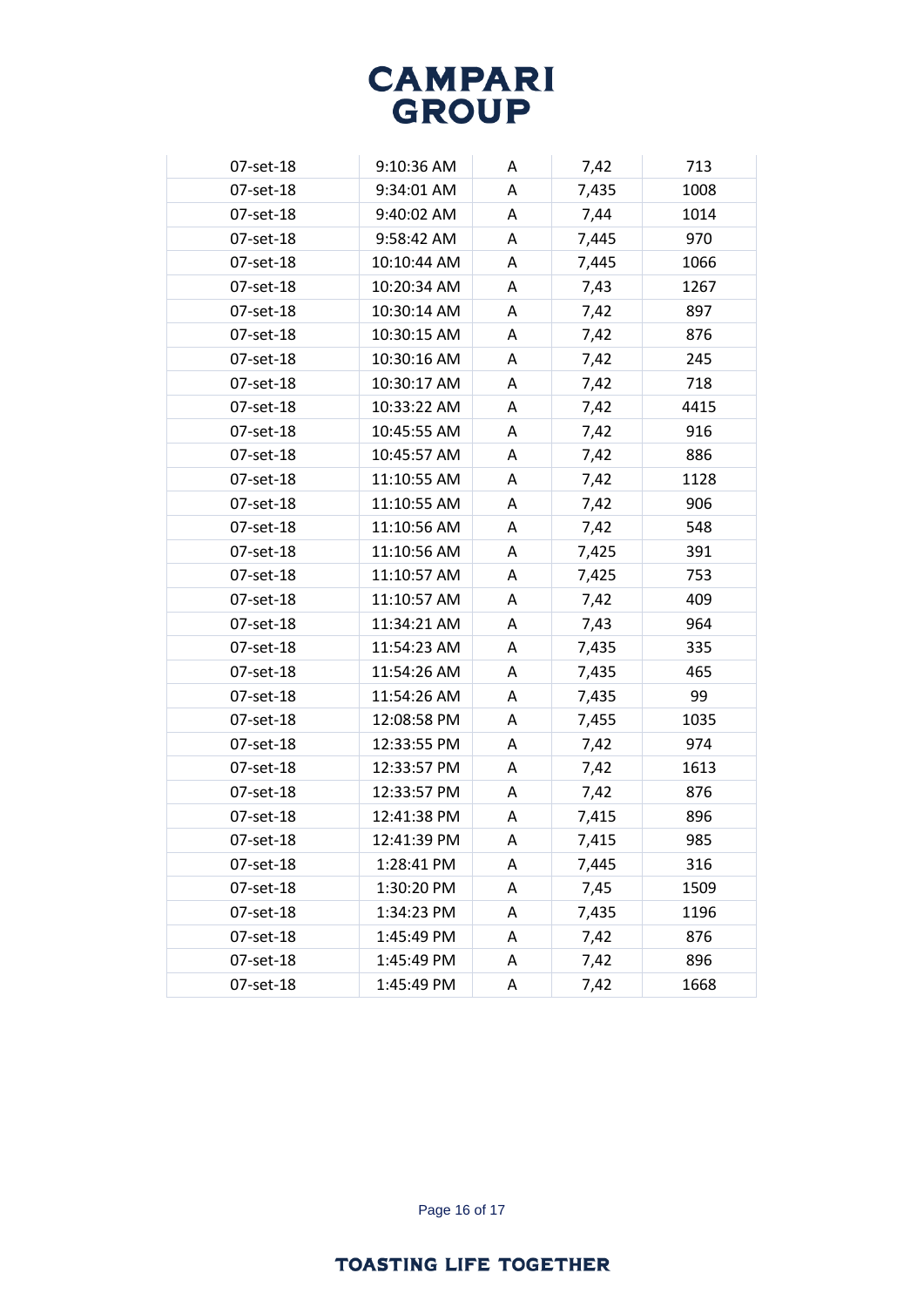| | | | | |
|---|---|---|---|---|
| 07-set-18 | 9:10:36 AM | A | 7,42 | 713 |
| 07-set-18 | 9:34:01 AM | A | 7,435 | 1008 |
| 07-set-18 | 9:40:02 AM | A | 7,44 | 1014 |
| 07-set-18 | 9:58:42 AM | A | 7,445 | 970 |
| 07-set-18 | 10:10:44 AM | A | 7,445 | 1066 |
| 07-set-18 | 10:20:34 AM | A | 7,43 | 1267 |
| 07-set-18 | 10:30:14 AM | A | 7,42 | 897 |
| 07-set-18 | 10:30:15 AM | A | 7,42 | 876 |
| 07-set-18 | 10:30:16 AM | A | 7,42 | 245 |
| 07-set-18 | 10:30:17 AM | A | 7,42 | 718 |
| 07-set-18 | 10:33:22 AM | A | 7,42 | 4415 |
| 07-set-18 | 10:45:55 AM | A | 7,42 | 916 |
| 07-set-18 | 10:45:57 AM | A | 7,42 | 886 |
| 07-set-18 | 11:10:55 AM | A | 7,42 | 1128 |
| 07-set-18 | 11:10:55 AM | A | 7,42 | 906 |
| 07-set-18 | 11:10:56 AM | A | 7,42 | 548 |
| 07-set-18 | 11:10:56 AM | A | 7,425 | 391 |
| 07-set-18 | 11:10:57 AM | A | 7,425 | 753 |
| 07-set-18 | 11:10:57 AM | A | 7,42 | 409 |
| 07-set-18 | 11:34:21 AM | A | 7,43 | 964 |
| 07-set-18 | 11:54:23 AM | A | 7,435 | 335 |
| 07-set-18 | 11:54:26 AM | A | 7,435 | 465 |
| 07-set-18 | 11:54:26 AM | A | 7,435 | 99 |
| 07-set-18 | 12:08:58 PM | A | 7,455 | 1035 |
| 07-set-18 | 12:33:55 PM | A | 7,42 | 974 |
| 07-set-18 | 12:33:57 PM | A | 7,42 | 1613 |
| 07-set-18 | 12:33:57 PM | A | 7,42 | 876 |
| 07-set-18 | 12:41:38 PM | A | 7,415 | 896 |
| 07-set-18 | 12:41:39 PM | A | 7,415 | 985 |
| 07-set-18 | 1:28:41 PM | A | 7,445 | 316 |
| 07-set-18 | 1:30:20 PM | A | 7,45 | 1509 |
| 07-set-18 | 1:34:23 PM | A | 7,435 | 1196 |
| 07-set-18 | 1:45:49 PM | A | 7,42 | 876 |
| 07-set-18 | 1:45:49 PM | A | 7,42 | 896 |
| 07-set-18 | 1:45:49 PM | A | 7,42 | 1668 |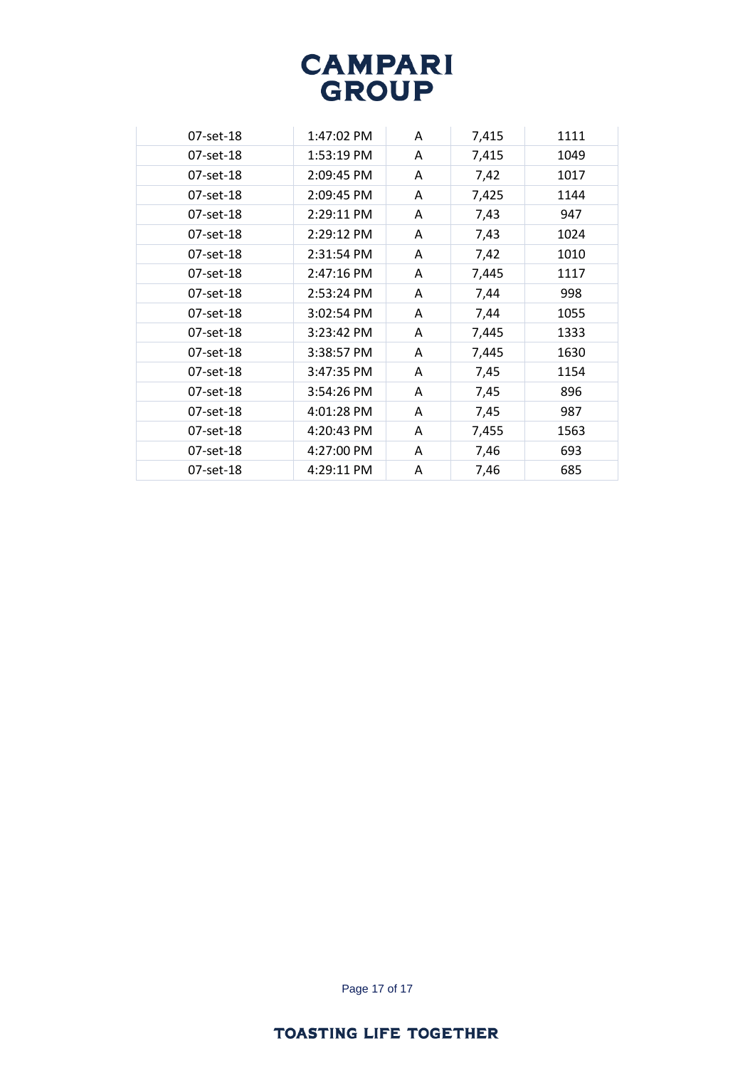| | | | | |
|---|---|---|---|---|
| 07-set-18 | 1:47:02 PM | A | 7,415 | 1111 |
| 07-set-18 | 1:53:19 PM | A | 7,415 | 1049 |
| 07-set-18 | 2:09:45 PM | A | 7,42 | 1017 |
| 07-set-18 | 2:09:45 PM | A | 7,425 | 1144 |
| 07-set-18 | 2:29:11 PM | A | 7,43 | 947 |
| 07-set-18 | 2:29:12 PM | A | 7,43 | 1024 |
| 07-set-18 | 2:31:54 PM | A | 7,42 | 1010 |
| 07-set-18 | 2:47:16 PM | A | 7,445 | 1117 |
| 07-set-18 | 2:53:24 PM | A | 7,44 | 998 |
| 07-set-18 | 3:02:54 PM | A | 7,44 | 1055 |
| 07-set-18 | 3:23:42 PM | A | 7,445 | 1333 |
| 07-set-18 | 3:38:57 PM | A | 7,445 | 1630 |
| 07-set-18 | 3:47:35 PM | A | 7,45 | 1154 |
| 07-set-18 | 3:54:26 PM | A | 7,45 | 896 |
| 07-set-18 | 4:01:28 PM | A | 7,45 | 987 |
| 07-set-18 | 4:20:43 PM | A | 7,455 | 1563 |
| 07-set-18 | 4:27:00 PM | A | 7,46 | 693 |
| 07-set-18 | 4:29:11 PM | A | 7,46 | 685 |